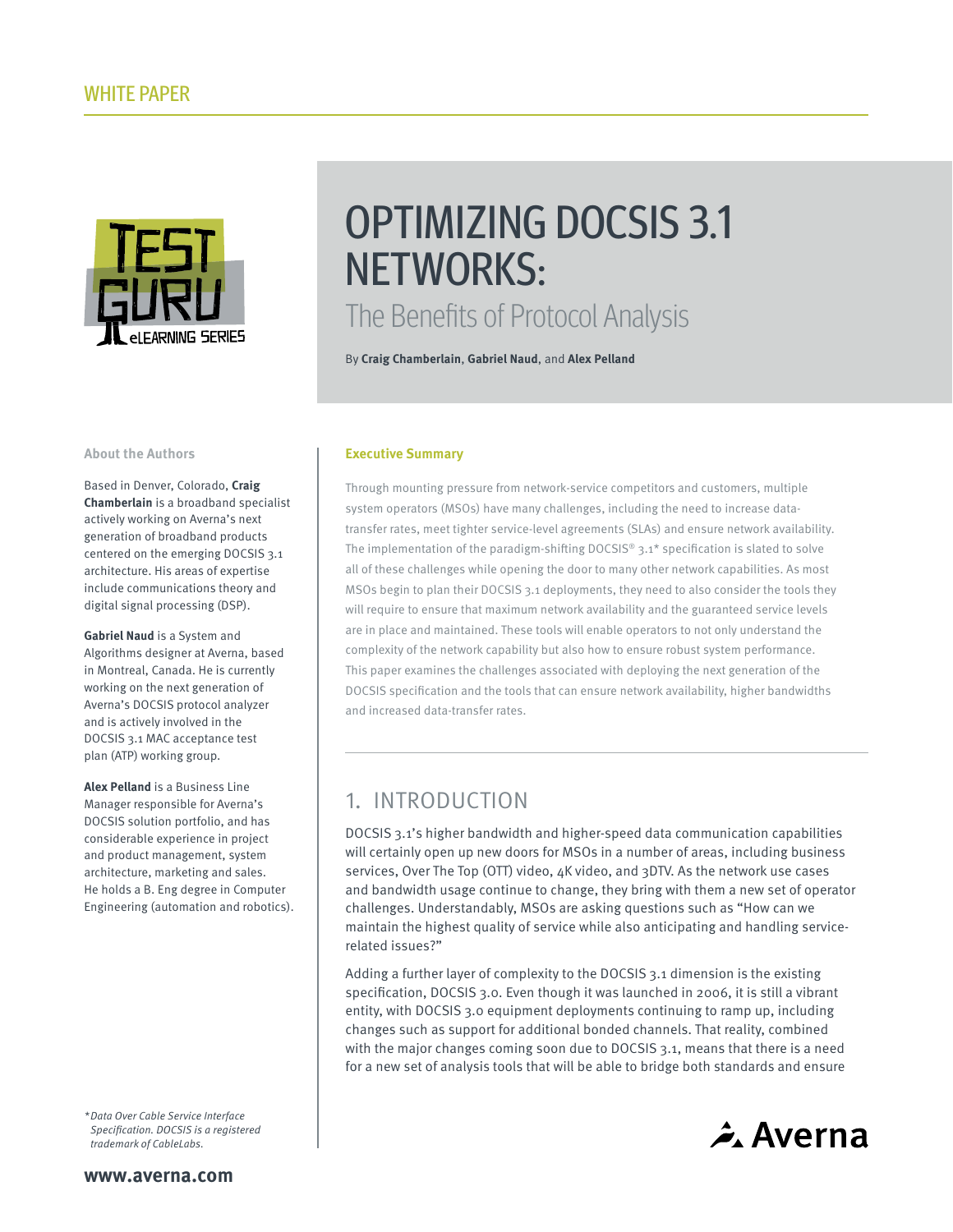WHITE PAPER

# OPTIMIZING DOCSIS 3.1 NETWORKS:

## The Benefits of Protocol Analysis

By **Craig Chamberlain**, **Gabriel Naud**, and **Alex Pelland**

### Executive Summary

Through mounting pressure from network-service competitors and customers, multiple system operators (MSOs) have many challenges, including the need to increase data-transfer rates, meet tighter service-level agreements (SLAs) and ensure network availability. The implementation of the paradigm-shifting DOCSIS® 3.1* specification is slated to solve all of these challenges while opening the door to many other network capabilities. As most MSOs begin to plan their DOCSIS 3.1 deployments, they need to also consider the tools they will require to ensure that maximum network availability and the guaranteed service levels are in place and maintained. These tools will enable operators to not only understand the complexity of the network capability but also how to ensure robust system performance. This paper examines the challenges associated with deploying the next generation of the DOCSIS specification and the tools that can ensure network availability, higher bandwidths and increased data-transfer rates.

## 1. INTRODUCTION

DOCSIS 3.1's higher bandwidth and higher-speed data communication capabilities will certainly open up new doors for MSOs in a number of areas, including business services, Over The Top (OTT) video, 4K video, and 3DTV. As the network use cases and bandwidth usage continue to change, they bring with them a new set of operator challenges. Understandably, MSOs are asking questions such as "How can we maintain the highest quality of service while also anticipating and handling service-related issues?"

Adding a further layer of complexity to the DOCSIS 3.1 dimension is the existing specification, DOCSIS 3.0. Even though it was launched in 2006, it is still a vibrant entity, with DOCSIS 3.0 equipment deployments continuing to ramp up, including changes such as support for additional bonded channels. That reality, combined with the major changes coming soon due to DOCSIS 3.1, means that there is a need for a new set of analysis tools that will be able to bridge both standards and ensure

### About the Authors

Based in Denver, Colorado, **Craig Chamberlain** is a broadband specialist actively working on Averna's next generation of broadband products centered on the emerging DOCSIS 3.1 architecture. His areas of expertise include communications theory and digital signal processing (DSP).

**Gabriel Naud** is a System and Algorithms designer at Averna, based in Montreal, Canada. He is currently working on the next generation of Averna's DOCSIS protocol analyzer and is actively involved in the DOCSIS 3.1 MAC acceptance test plan (ATP) working group.

**Alex Pelland** is a Business Line Manager responsible for Averna's DOCSIS solution portfolio, and has considerable experience in project and product management, system architecture, marketing and sales. He holds a B. Eng degree in Computer Engineering (automation and robotics).

*\*Data Over Cable Service Interface Specification. DOCSIS is a registered trademark of CableLabs.*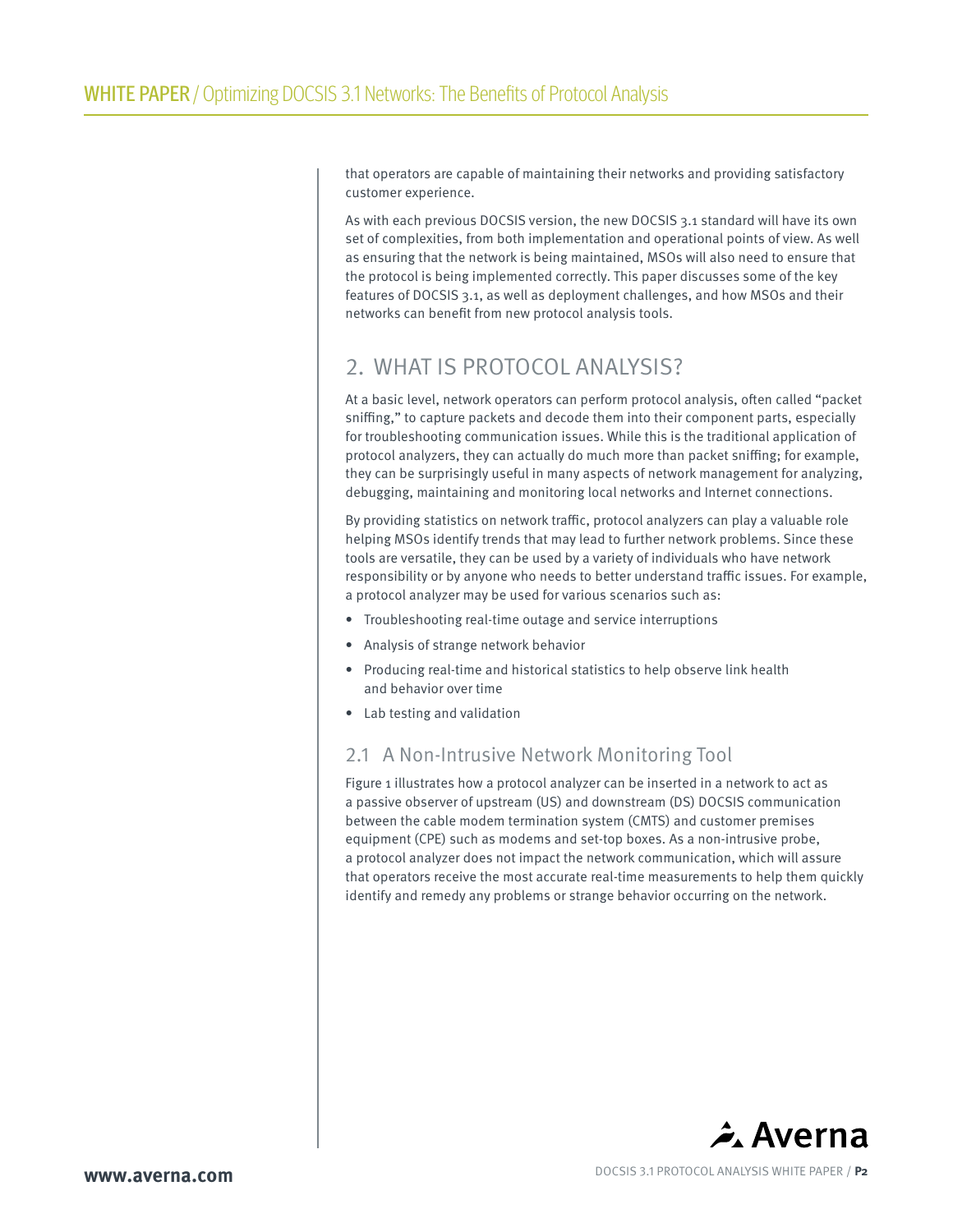that operators are capable of maintaining their networks and providing satisfactory customer experience.

As with each previous DOCSIS version, the new DOCSIS 3.1 standard will have its own set of complexities, from both implementation and operational points of view. As well as ensuring that the network is being maintained, MSOs will also need to ensure that the protocol is being implemented correctly. This paper discusses some of the key features of DOCSIS 3.1, as well as deployment challenges, and how MSOs and their networks can benefit from new protocol analysis tools.

## 2. WHAT IS PROTOCOL ANALYSIS?

At a basic level, network operators can perform protocol analysis, often called "packet sniffing," to capture packets and decode them into their component parts, especially for troubleshooting communication issues. While this is the traditional application of protocol analyzers, they can actually do much more than packet sniffing; for example, they can be surprisingly useful in many aspects of network management for analyzing, debugging, maintaining and monitoring local networks and Internet connections.

By providing statistics on network traffic, protocol analyzers can play a valuable role helping MSOs identify trends that may lead to further network problems. Since these tools are versatile, they can be used by a variety of individuals who have network responsibility or by anyone who needs to better understand traffic issues. For example, a protocol analyzer may be used for various scenarios such as:

- Troubleshooting real-time outage and service interruptions
- Analysis of strange network behavior
- Producing real-time and historical statistics to help observe link health and behavior over time
- Lab testing and validation

### 2.1 A Non-Intrusive Network Monitoring Tool

Figure 1 illustrates how a protocol analyzer can be inserted in a network to act as a passive observer of upstream (US) and downstream (DS) DOCSIS communication between the cable modem termination system (CMTS) and customer premises equipment (CPE) such as modems and set-top boxes. As a non-intrusive probe, a protocol analyzer does not impact the network communication, which will assure that operators receive the most accurate real-time measurements to help them quickly identify and remedy any problems or strange behavior occurring on the network.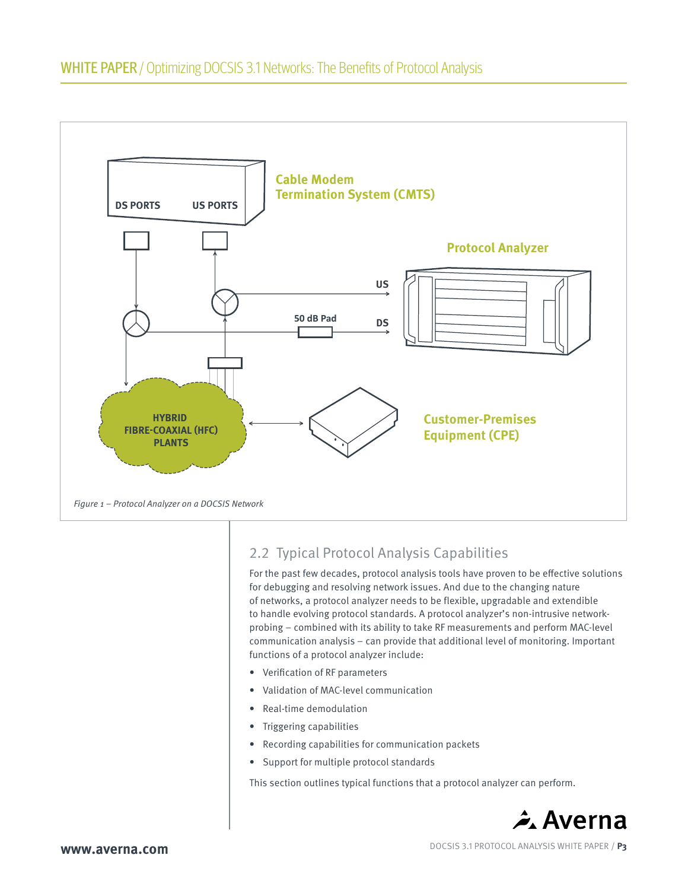Figure 1 – Protocol Analyzer on a DOCSIS Network

## 2.2 Typical Protocol Analysis Capabilities

For the past few decades, protocol analysis tools have proven to be effective solutions for debugging and resolving network issues. And due to the changing nature of networks, a protocol analyzer needs to be flexible, upgradable and extendible to handle evolving protocol standards. A protocol analyzer's non-intrusive network-probing – combined with its ability to take RF measurements and perform MAC-level communication analysis – can provide that additional level of monitoring. Important functions of a protocol analyzer include:

- Verification of RF parameters
- Validation of MAC-level communication
- Real-time demodulation
- Triggering capabilities
- Recording capabilities for communication packets
- Support for multiple protocol standards

This section outlines typical functions that a protocol analyzer can perform.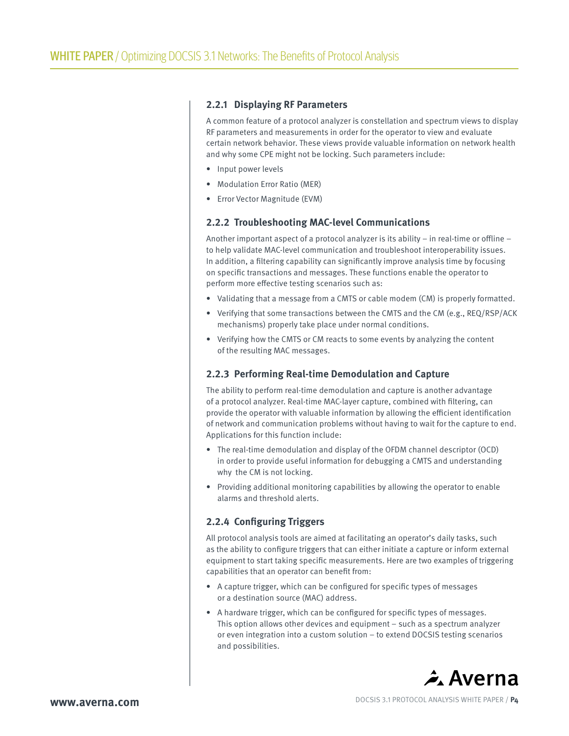### 2.2.1 Displaying RF Parameters

A common feature of a protocol analyzer is constellation and spectrum views to display RF parameters and measurements in order for the operator to view and evaluate certain network behavior. These views provide valuable information on network health and why some CPE might not be locking. Such parameters include:

- Input power levels
- Modulation Error Ratio (MER)
- Error Vector Magnitude (EVM)

### 2.2.2 Troubleshooting MAC-level Communications

Another important aspect of a protocol analyzer is its ability – in real-time or offline – to help validate MAC-level communication and troubleshoot interoperability issues. In addition, a filtering capability can significantly improve analysis time by focusing on specific transactions and messages. These functions enable the operator to perform more effective testing scenarios such as:

- Validating that a message from a CMTS or cable modem (CM) is properly formatted.
- Verifying that some transactions between the CMTS and the CM (e.g., REQ/RSP/ACK mechanisms) properly take place under normal conditions.
- Verifying how the CMTS or CM reacts to some events by analyzing the content of the resulting MAC messages.

### 2.2.3 Performing Real-time Demodulation and Capture

The ability to perform real-time demodulation and capture is another advantage of a protocol analyzer. Real-time MAC-layer capture, combined with filtering, can provide the operator with valuable information by allowing the efficient identification of network and communication problems without having to wait for the capture to end. Applications for this function include:

- The real-time demodulation and display of the OFDM channel descriptor (OCD) in order to provide useful information for debugging a CMTS and understanding why the CM is not locking.
- Providing additional monitoring capabilities by allowing the operator to enable alarms and threshold alerts.

### 2.2.4 Configuring Triggers

All protocol analysis tools are aimed at facilitating an operator's daily tasks, such as the ability to configure triggers that can either initiate a capture or inform external equipment to start taking specific measurements. Here are two examples of triggering capabilities that an operator can benefit from:

- A capture trigger, which can be configured for specific types of messages or a destination source (MAC) address.
- A hardware trigger, which can be configured for specific types of messages. This option allows other devices and equipment – such as a spectrum analyzer or even integration into a custom solution – to extend DOCSIS testing scenarios and possibilities.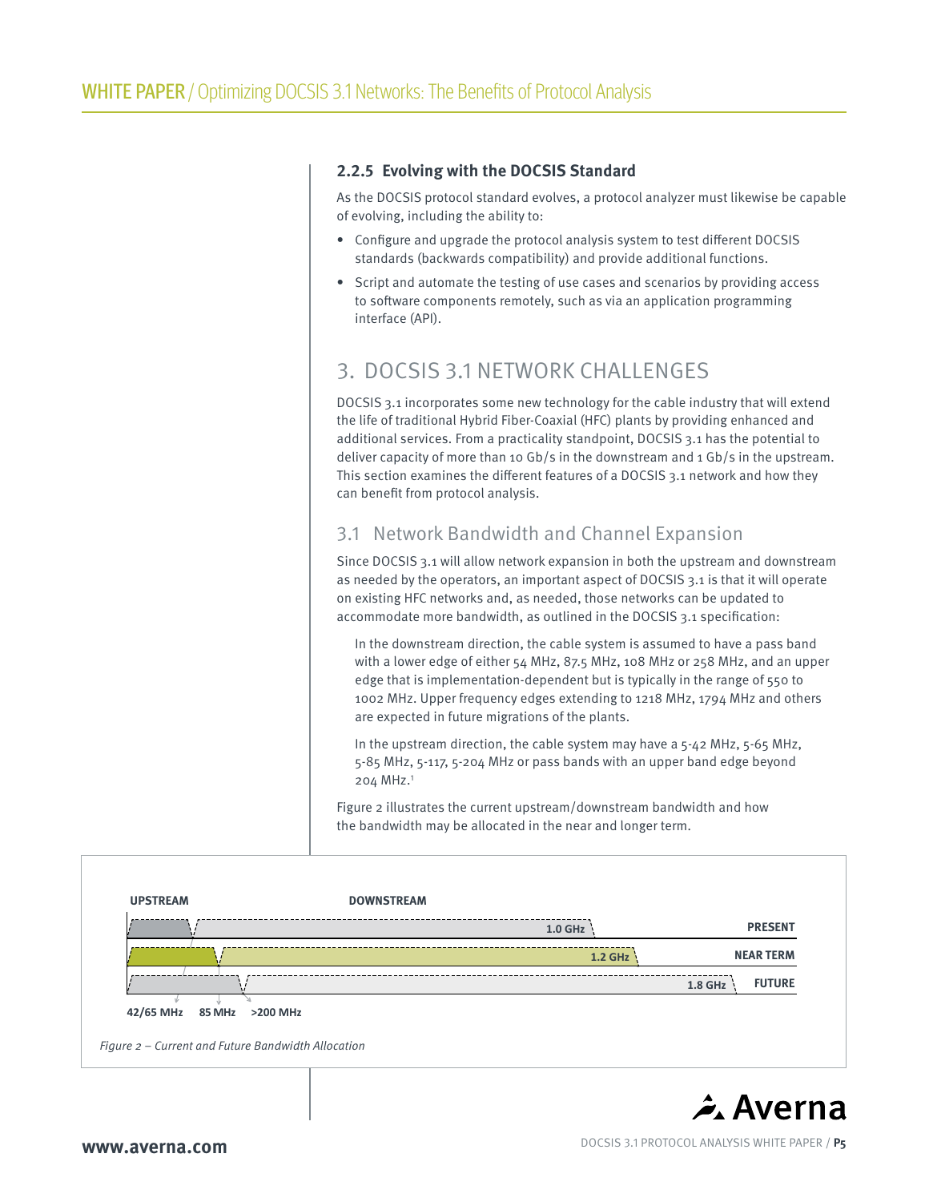### 2.2.5 Evolving with the DOCSIS Standard

As the DOCSIS protocol standard evolves, a protocol analyzer must likewise be capable of evolving, including the ability to:

- Configure and upgrade the protocol analysis system to test different DOCSIS standards (backwards compatibility) and provide additional functions.
- Script and automate the testing of use cases and scenarios by providing access to software components remotely, such as via an application programming interface (API).

# 3. DOCSIS 3.1 NETWORK CHALLENGES

DOCSIS 3.1 incorporates some new technology for the cable industry that will extend the life of traditional Hybrid Fiber-Coaxial (HFC) plants by providing enhanced and additional services. From a practicality standpoint, DOCSIS 3.1 has the potential to deliver capacity of more than 10 Gb/s in the downstream and 1 Gb/s in the upstream. This section examines the different features of a DOCSIS 3.1 network and how they can benefit from protocol analysis.

## 3.1 Network Bandwidth and Channel Expansion

Since DOCSIS 3.1 will allow network expansion in both the upstream and downstream as needed by the operators, an important aspect of DOCSIS 3.1 is that it will operate on existing HFC networks and, as needed, those networks can be updated to accommodate more bandwidth, as outlined in the DOCSIS 3.1 specification:

> In the downstream direction, the cable system is assumed to have a pass band with a lower edge of either 54 MHz, 87.5 MHz, 108 MHz or 258 MHz, and an upper edge that is implementation-dependent but is typically in the range of 550 to 1002 MHz. Upper frequency edges extending to 1218 MHz, 1794 MHz and others are expected in future migrations of the plants.
>
> In the upstream direction, the cable system may have a 5-42 MHz, 5-65 MHz, 5-85 MHz, 5-117, 5-204 MHz or pass bands with an upper band edge beyond 204 MHz.[1]

Figure 2 illustrates the current upstream/downstream bandwidth and how the bandwidth may be allocated in the near and longer term.

*Figure 2 – Current and Future Bandwidth Allocation*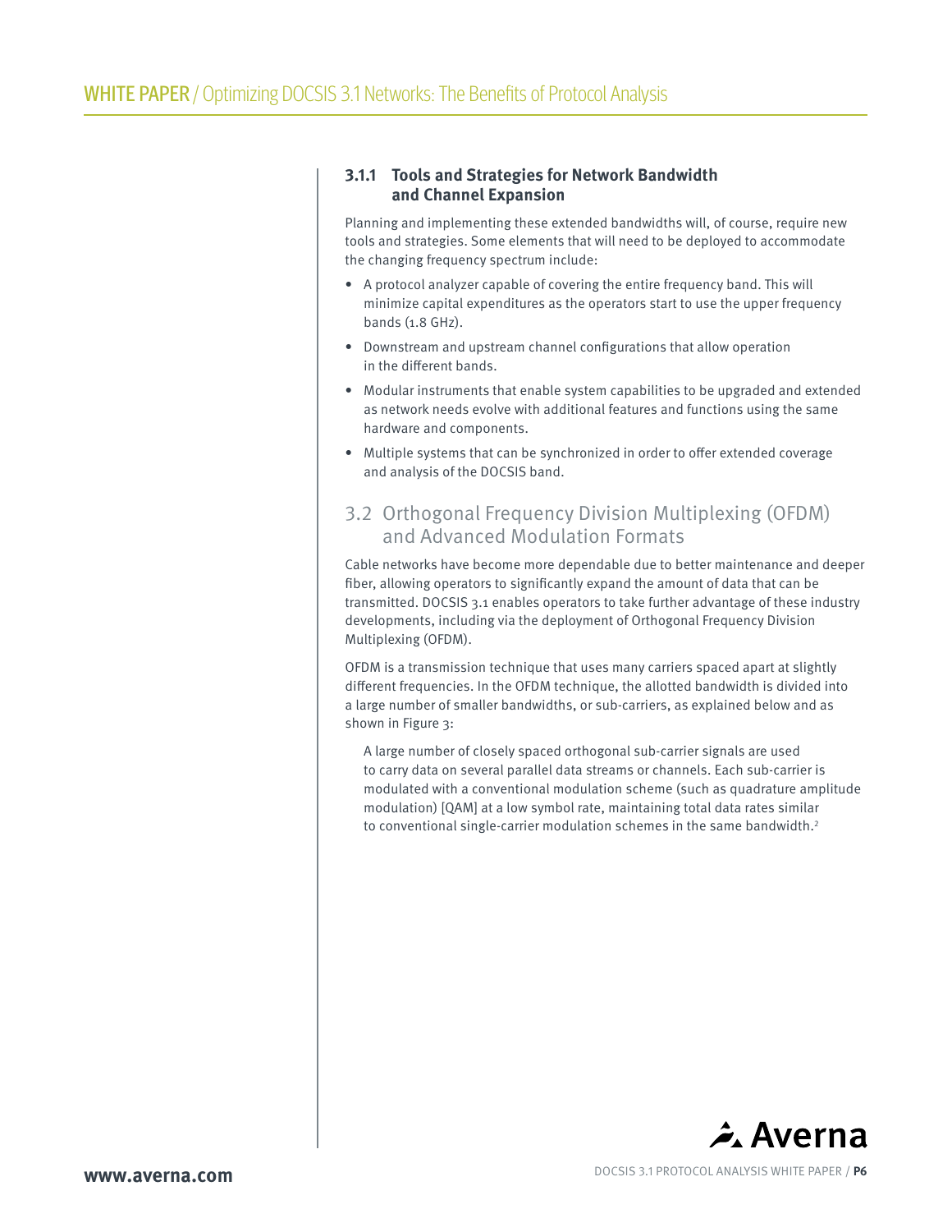#### 3.1.1 Tools and Strategies for Network Bandwidth and Channel Expansion

Planning and implementing these extended bandwidths will, of course, require new tools and strategies. Some elements that will need to be deployed to accommodate the changing frequency spectrum include:

- A protocol analyzer capable of covering the entire frequency band. This will minimize capital expenditures as the operators start to use the upper frequency bands (1.8 GHz).
- Downstream and upstream channel configurations that allow operation in the different bands.
- Modular instruments that enable system capabilities to be upgraded and extended as network needs evolve with additional features and functions using the same hardware and components.
- Multiple systems that can be synchronized in order to offer extended coverage and analysis of the DOCSIS band.

### 3.2 Orthogonal Frequency Division Multiplexing (OFDM) and Advanced Modulation Formats

Cable networks have become more dependable due to better maintenance and deeper fiber, allowing operators to significantly expand the amount of data that can be transmitted. DOCSIS 3.1 enables operators to take further advantage of these industry developments, including via the deployment of Orthogonal Frequency Division Multiplexing (OFDM).

OFDM is a transmission technique that uses many carriers spaced apart at slightly different frequencies. In the OFDM technique, the allotted bandwidth is divided into a large number of smaller bandwidths, or sub-carriers, as explained below and as shown in Figure 3:

> A large number of closely spaced orthogonal sub-carrier signals are used to carry data on several parallel data streams or channels. Each sub-carrier is modulated with a conventional modulation scheme (such as quadrature amplitude modulation) [QAM] at a low symbol rate, maintaining total data rates similar to conventional single-carrier modulation schemes in the same bandwidth.[2]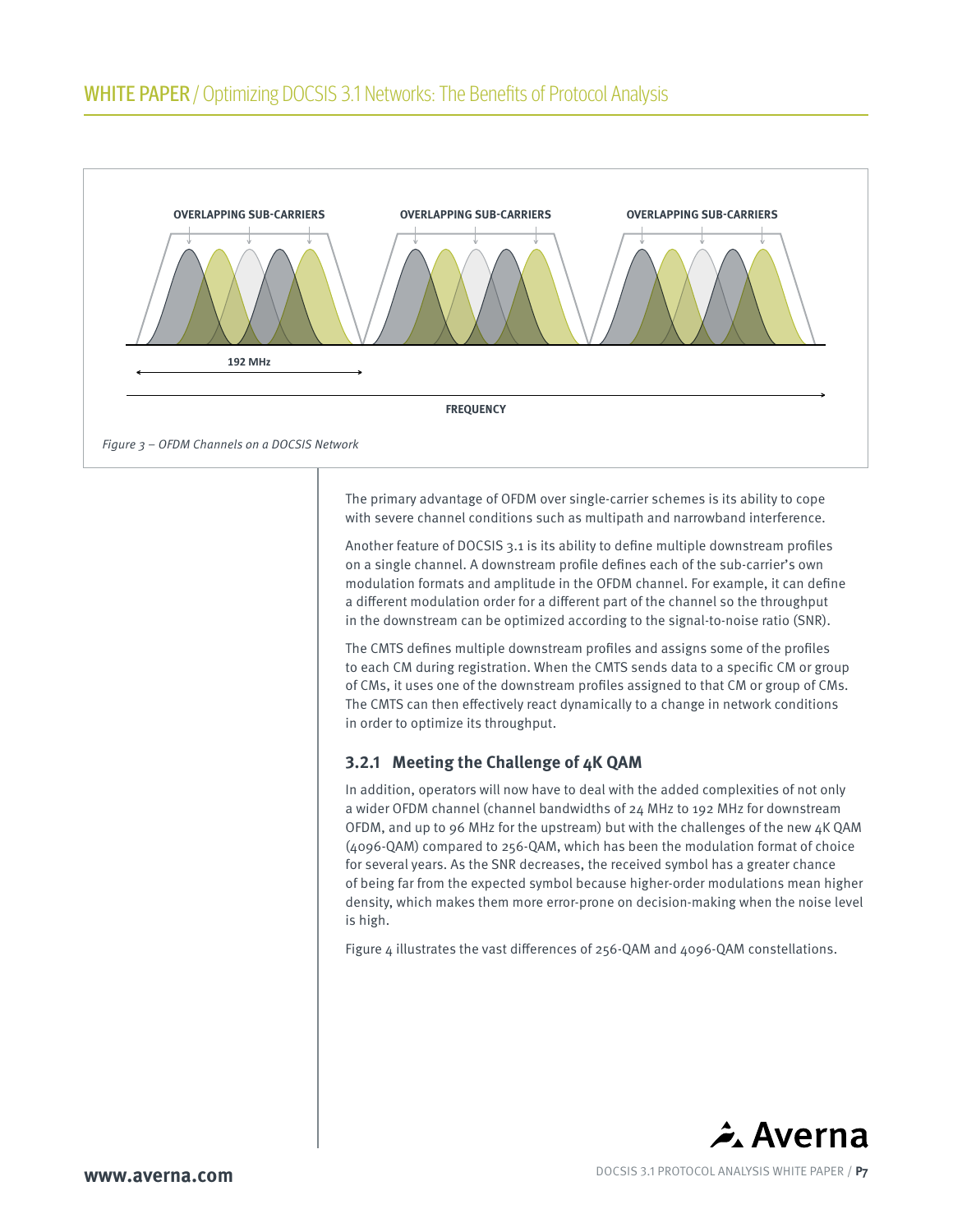Figure 3 – OFDM Channels on a DOCSIS Network

The primary advantage of OFDM over single-carrier schemes is its ability to cope with severe channel conditions such as multipath and narrowband interference.

Another feature of DOCSIS 3.1 is its ability to define multiple downstream profiles on a single channel. A downstream profile defines each of the sub-carrier's own modulation formats and amplitude in the OFDM channel. For example, it can define a different modulation order for a different part of the channel so the throughput in the downstream can be optimized according to the signal-to-noise ratio (SNR).

The CMTS defines multiple downstream profiles and assigns some of the profiles to each CM during registration. When the CMTS sends data to a specific CM or group of CMs, it uses one of the downstream profiles assigned to that CM or group of CMs. The CMTS can then effectively react dynamically to a change in network conditions in order to optimize its throughput.

### 3.2.1 Meeting the Challenge of 4K QAM

In addition, operators will now have to deal with the added complexities of not only a wider OFDM channel (channel bandwidths of 24 MHz to 192 MHz for downstream OFDM, and up to 96 MHz for the upstream) but with the challenges of the new 4K QAM (4096-QAM) compared to 256-QAM, which has been the modulation format of choice for several years. As the SNR decreases, the received symbol has a greater chance of being far from the expected symbol because higher-order modulations mean higher density, which makes them more error-prone on decision-making when the noise level is high.

Figure 4 illustrates the vast differences of 256-QAM and 4096-QAM constellations.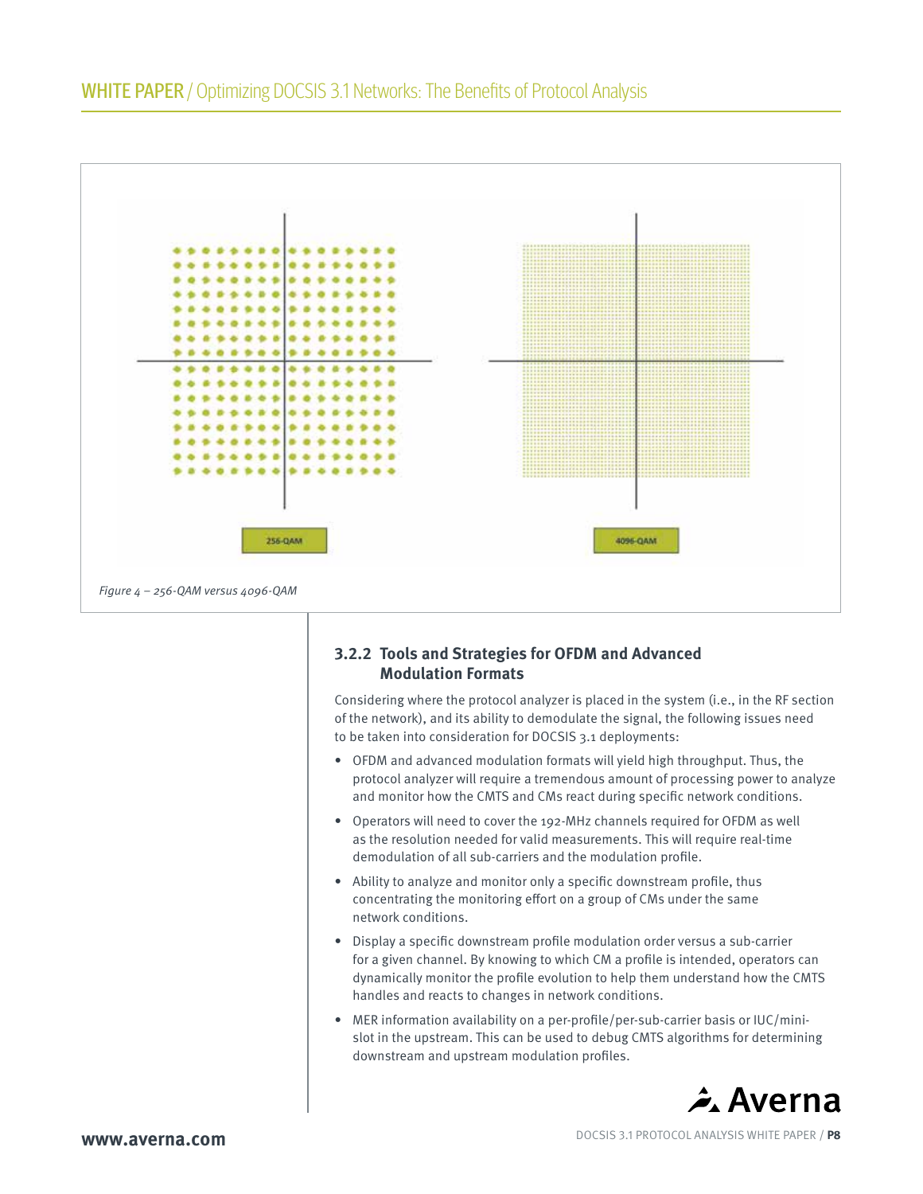Figure 4 – 256-QAM versus 4096-QAM

### 3.2.2 Tools and Strategies for OFDM and Advanced Modulation Formats

Considering where the protocol analyzer is placed in the system (i.e., in the RF section of the network), and its ability to demodulate the signal, the following issues need to be taken into consideration for DOCSIS 3.1 deployments:

- OFDM and advanced modulation formats will yield high throughput. Thus, the protocol analyzer will require a tremendous amount of processing power to analyze and monitor how the CMTS and CMs react during specific network conditions.
- Operators will need to cover the 192-MHz channels required for OFDM as well as the resolution needed for valid measurements. This will require real-time demodulation of all sub-carriers and the modulation profile.
- Ability to analyze and monitor only a specific downstream profile, thus concentrating the monitoring effort on a group of CMs under the same network conditions.
- Display a specific downstream profile modulation order versus a sub-carrier for a given channel. By knowing to which CM a profile is intended, operators can dynamically monitor the profile evolution to help them understand how the CMTS handles and reacts to changes in network conditions.
- MER information availability on a per-profile/per-sub-carrier basis or IUC/mini-slot in the upstream. This can be used to debug CMTS algorithms for determining downstream and upstream modulation profiles.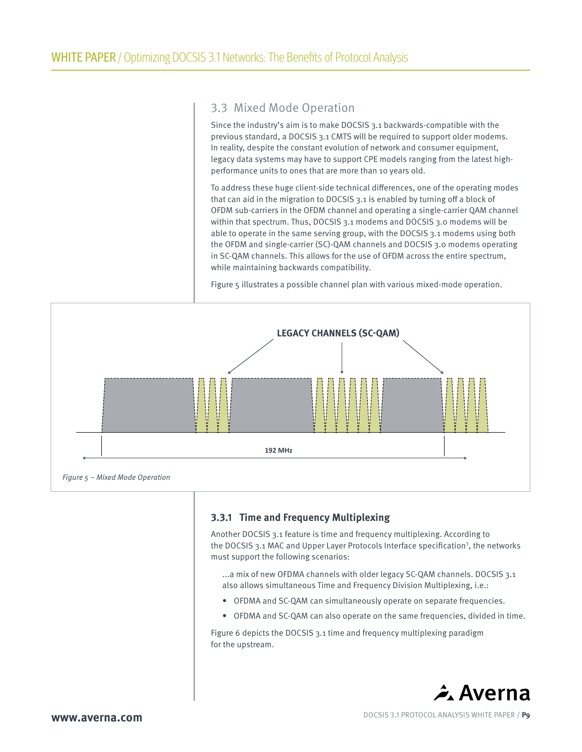## 3.3 Mixed Mode Operation

Since the industry's aim is to make DOCSIS 3.1 backwards-compatible with the previous standard, a DOCSIS 3.1 CMTS will be required to support older modems. In reality, despite the constant evolution of network and consumer equipment, legacy data systems may have to support CPE models ranging from the latest high-performance units to ones that are more than 10 years old.

To address these huge client-side technical differences, one of the operating modes that can aid in the migration to DOCSIS 3.1 is enabled by turning off a block of OFDM sub-carriers in the OFDM channel and operating a single-carrier QAM channel within that spectrum. Thus, DOCSIS 3.1 modems and DOCSIS 3.0 modems will be able to operate in the same serving group, with the DOCSIS 3.1 modems using both the OFDM and single-carrier (SC)-QAM channels and DOCSIS 3.0 modems operating in SC-QAM channels. This allows for the use of OFDM across the entire spectrum, while maintaining backwards compatibility.

Figure 5 illustrates a possible channel plan with various mixed-mode operation.

LEGACY CHANNELS (SC-QAM)

192 MHz

*Figure 5 – Mixed Mode Operation*

### 3.3.1 Time and Frequency Multiplexing

Another DOCSIS 3.1 feature is time and frequency multiplexing. According to the DOCSIS 3.1 MAC and Upper Layer Protocols Interface specification[3], the networks must support the following scenarios:

> ...a mix of new OFDMA channels with older legacy SC-QAM channels. DOCSIS 3.1 also allows simultaneous Time and Frequency Division Multiplexing, i.e.:
>
> - OFDMA and SC-QAM can simultaneously operate on separate frequencies.
> - OFDMA and SC-QAM can also operate on the same frequencies, divided in time.

Figure 6 depicts the DOCSIS 3.1 time and frequency multiplexing paradigm for the upstream.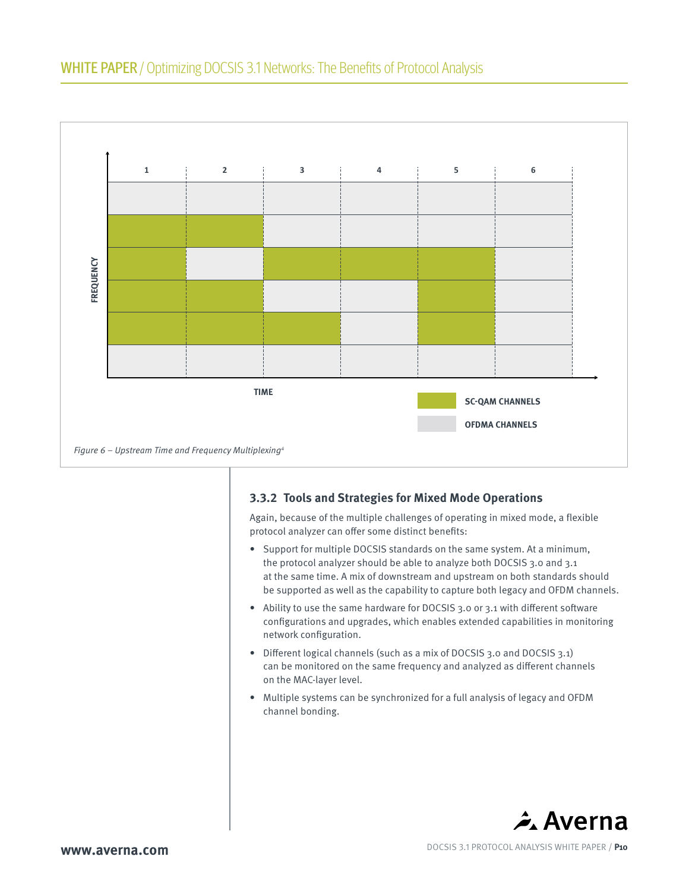Figure 6 – Upstream Time and Frequency Multiplexing[4]

### 3.3.2 Tools and Strategies for Mixed Mode Operations

Again, because of the multiple challenges of operating in mixed mode, a flexible protocol analyzer can offer some distinct benefits:

- Support for multiple DOCSIS standards on the same system. At a minimum, the protocol analyzer should be able to analyze both DOCSIS 3.0 and 3.1 at the same time. A mix of downstream and upstream on both standards should be supported as well as the capability to capture both legacy and OFDM channels.
- Ability to use the same hardware for DOCSIS 3.0 or 3.1 with different software configurations and upgrades, which enables extended capabilities in monitoring network configuration.
- Different logical channels (such as a mix of DOCSIS 3.0 and DOCSIS 3.1) can be monitored on the same frequency and analyzed as different channels on the MAC-layer level.
- Multiple systems can be synchronized for a full analysis of legacy and OFDM channel bonding.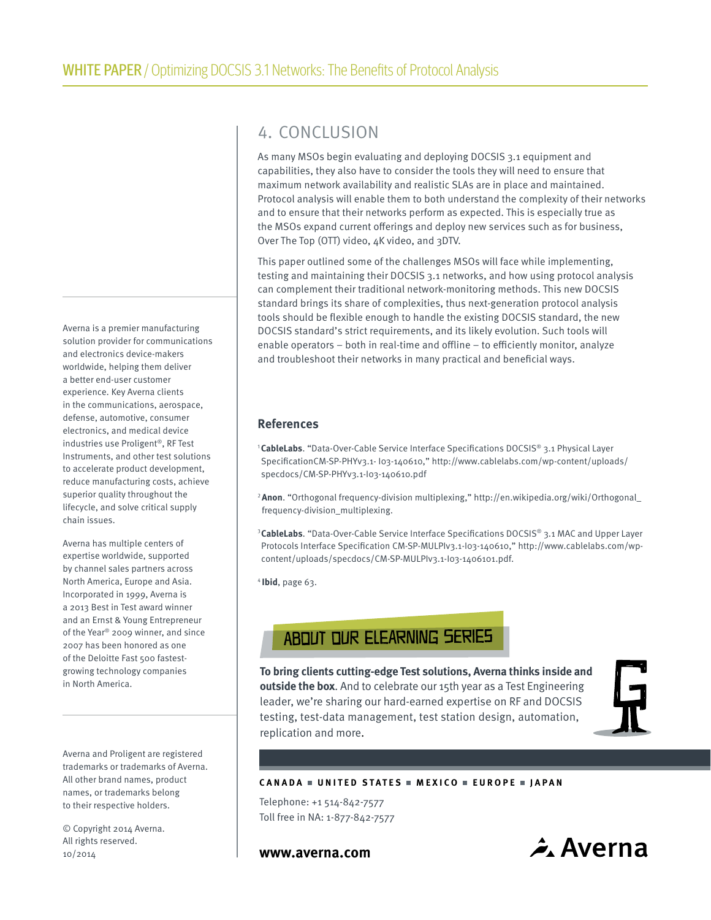## 4. CONCLUSION

As many MSOs begin evaluating and deploying DOCSIS 3.1 equipment and capabilities, they also have to consider the tools they will need to ensure that maximum network availability and realistic SLAs are in place and maintained. Protocol analysis will enable them to both understand the complexity of their networks and to ensure that their networks perform as expected. This is especially true as the MSOs expand current offerings and deploy new services such as for business, Over The Top (OTT) video, 4K video, and 3DTV.

This paper outlined some of the challenges MSOs will face while implementing, testing and maintaining their DOCSIS 3.1 networks, and how using protocol analysis can complement their traditional network-monitoring methods. This new DOCSIS standard brings its share of complexities, thus next-generation protocol analysis tools should be flexible enough to handle the existing DOCSIS standard, the new DOCSIS standard's strict requirements, and its likely evolution. Such tools will enable operators – both in real-time and offline – to efficiently monitor, analyze and troubleshoot their networks in many practical and beneficial ways.

### References

[1] **CableLabs**. "Data-Over-Cable Service Interface Specifications DOCSIS® 3.1 Physical Layer SpecificationCM-SP-PHYv3.1- I03-140610," http://www.cablelabs.com/wp-content/uploads/specdocs/CM-SP-PHYv3.1-I03-140610.pdf

[2] **Anon**. "Orthogonal frequency-division multiplexing," http://en.wikipedia.org/wiki/Orthogonal_frequency-division_multiplexing.

[3] **CableLabs**. "Data-Over-Cable Service Interface Specifications DOCSIS® 3.1 MAC and Upper Layer Protocols Interface Specification CM-SP-MULPIv3.1-I03-140610," http://www.cablelabs.com/wp-content/uploads/specdocs/CM-SP-MULPIv3.1-I03-1406101.pdf.

[4] **Ibid**, page 63.

### ABOUT OUR ELEARNING SERIES

**To bring clients cutting-edge Test solutions, Averna thinks inside and outside the box**. And to celebrate our 15th year as a Test Engineering leader, we're sharing our hard-earned expertise on RF and DOCSIS testing, test-data management, test station design, automation, replication and more.

Averna is a premier manufacturing solution provider for communications and electronics device-makers worldwide, helping them deliver a better end-user customer experience. Key Averna clients in the communications, aerospace, defense, automotive, consumer electronics, and medical device industries use Proligent®, RF Test Instruments, and other test solutions to accelerate product development, reduce manufacturing costs, achieve superior quality throughout the lifecycle, and solve critical supply chain issues.

Averna has multiple centers of expertise worldwide, supported by channel sales partners across North America, Europe and Asia. Incorporated in 1999, Averna is a 2013 Best in Test award winner and an Ernst & Young Entrepreneur of the Year® 2009 winner, and since 2007 has been honored as one of the Deloitte Fast 500 fastest-growing technology companies in North America.

Averna and Proligent are registered trademarks or trademarks of Averna. All other brand names, product names, or trademarks belong to their respective holders.

© Copyright 2014 Averna. All rights reserved. 10/2014

**CANADA ■ UNITED STATES ■ MEXICO ■ EUROPE ■ JAPAN**

Telephone: +1 514-842-7577
Toll free in NA: 1-877-842-7577

**www.averna.com**

Averna